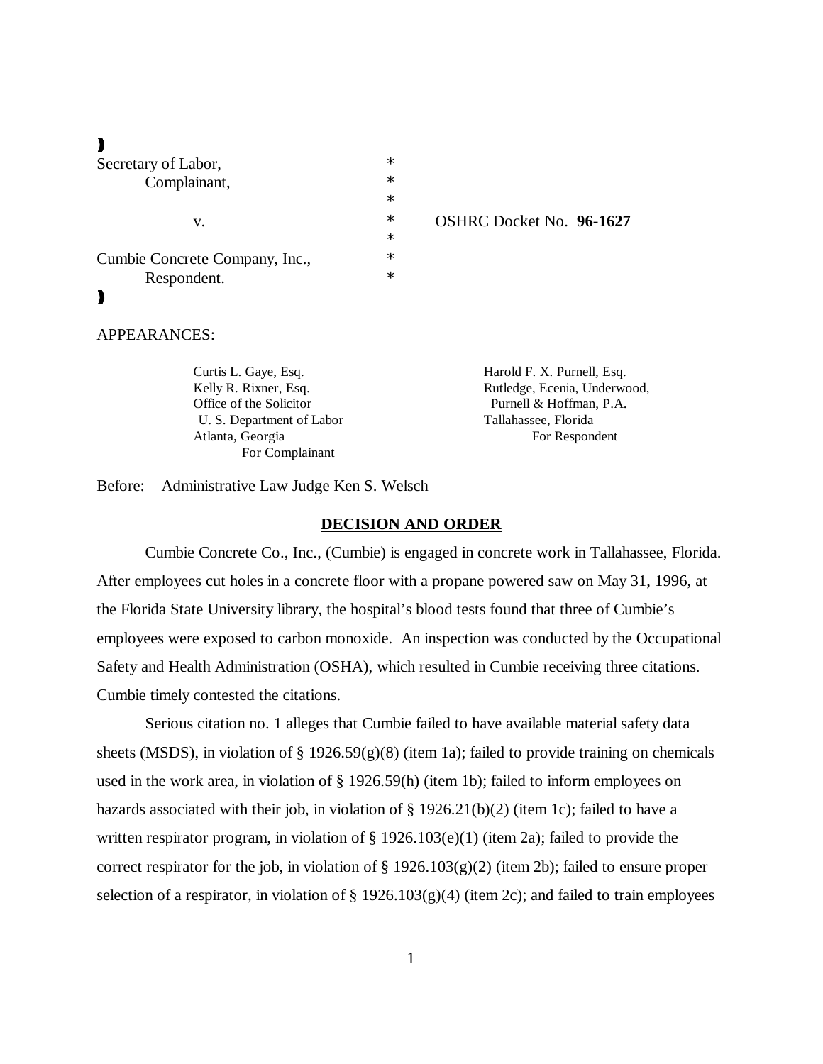| | | |
|---|---|---|
| Secretary of Labor, | * | |
| Complainant, | * | |
| | * | |
| v. | * | OSHRC Docket No. **96-1627** |
| | * | |
| Cumbie Concrete Company, Inc., | * | |
| Respondent. | * | |

APPEARANCES:

Curtis L. Gaye, Esq.
Kelly R. Rixner, Esq.
Office of the Solicitor
U. S. Department of Labor
Atlanta, Georgia
For Complainant

Harold F. X. Purnell, Esq.
Rutledge, Ecenia, Underwood,
Purnell & Hoffman, P.A.
Tallahassee, Florida
For Respondent

Before: Administrative Law Judge Ken S. Welsch

## DECISION AND ORDER

Cumbie Concrete Co., Inc., (Cumbie) is engaged in concrete work in Tallahassee, Florida. After employees cut holes in a concrete floor with a propane powered saw on May 31, 1996, at the Florida State University library, the hospital's blood tests found that three of Cumbie's employees were exposed to carbon monoxide. An inspection was conducted by the Occupational Safety and Health Administration (OSHA), which resulted in Cumbie receiving three citations. Cumbie timely contested the citations.

Serious citation no. 1 alleges that Cumbie failed to have available material safety data sheets (MSDS), in violation of § 1926.59(g)(8) (item 1a); failed to provide training on chemicals used in the work area, in violation of § 1926.59(h) (item 1b); failed to inform employees on hazards associated with their job, in violation of § 1926.21(b)(2) (item 1c); failed to have a written respirator program, in violation of § 1926.103(e)(1) (item 2a); failed to provide the correct respirator for the job, in violation of § 1926.103(g)(2) (item 2b); failed to ensure proper selection of a respirator, in violation of § 1926.103(g)(4) (item 2c); and failed to train employees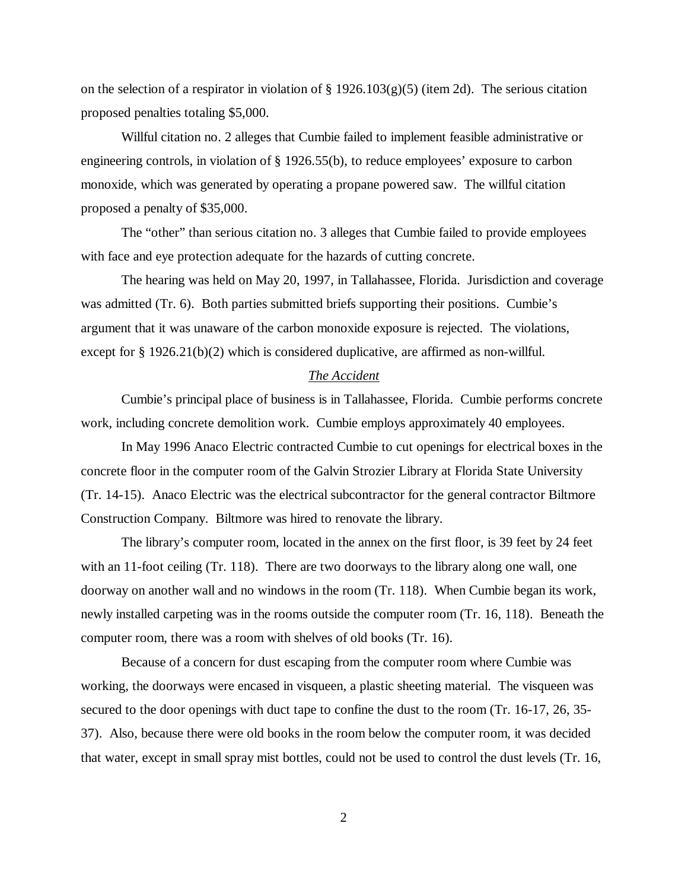on the selection of a respirator in violation of § 1926.103(g)(5) (item 2d). The serious citation proposed penalties totaling $5,000.

Willful citation no. 2 alleges that Cumbie failed to implement feasible administrative or engineering controls, in violation of § 1926.55(b), to reduce employees' exposure to carbon monoxide, which was generated by operating a propane powered saw. The willful citation proposed a penalty of $35,000.

The "other" than serious citation no. 3 alleges that Cumbie failed to provide employees with face and eye protection adequate for the hazards of cutting concrete.

The hearing was held on May 20, 1997, in Tallahassee, Florida. Jurisdiction and coverage was admitted (Tr. 6). Both parties submitted briefs supporting their positions. Cumbie's argument that it was unaware of the carbon monoxide exposure is rejected. The violations, except for § 1926.21(b)(2) which is considered duplicative, are affirmed as non-willful.

## *The Accident*

Cumbie's principal place of business is in Tallahassee, Florida. Cumbie performs concrete work, including concrete demolition work. Cumbie employs approximately 40 employees.

In May 1996 Anaco Electric contracted Cumbie to cut openings for electrical boxes in the concrete floor in the computer room of the Galvin Strozier Library at Florida State University (Tr. 14-15). Anaco Electric was the electrical subcontractor for the general contractor Biltmore Construction Company. Biltmore was hired to renovate the library.

The library's computer room, located in the annex on the first floor, is 39 feet by 24 feet with an 11-foot ceiling (Tr. 118). There are two doorways to the library along one wall, one doorway on another wall and no windows in the room (Tr. 118). When Cumbie began its work, newly installed carpeting was in the rooms outside the computer room (Tr. 16, 118). Beneath the computer room, there was a room with shelves of old books (Tr. 16).

Because of a concern for dust escaping from the computer room where Cumbie was working, the doorways were encased in visqueen, a plastic sheeting material. The visqueen was secured to the door openings with duct tape to confine the dust to the room (Tr. 16-17, 26, 35-37). Also, because there were old books in the room below the computer room, it was decided that water, except in small spray mist bottles, could not be used to control the dust levels (Tr. 16,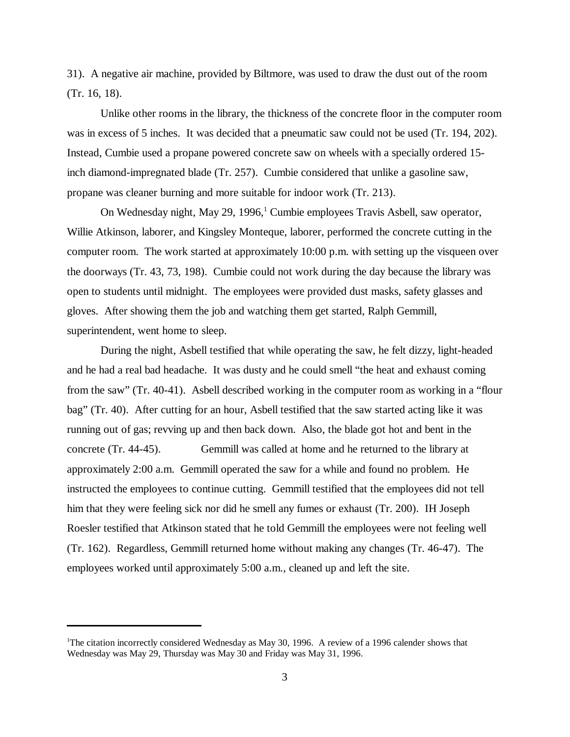31). A negative air machine, provided by Biltmore, was used to draw the dust out of the room (Tr. 16, 18).

Unlike other rooms in the library, the thickness of the concrete floor in the computer room was in excess of 5 inches. It was decided that a pneumatic saw could not be used (Tr. 194, 202). Instead, Cumbie used a propane powered concrete saw on wheels with a specially ordered 15-inch diamond-impregnated blade (Tr. 257). Cumbie considered that unlike a gasoline saw, propane was cleaner burning and more suitable for indoor work (Tr. 213).

On Wednesday night, May 29, 1996,[1] Cumbie employees Travis Asbell, saw operator, Willie Atkinson, laborer, and Kingsley Monteque, laborer, performed the concrete cutting in the computer room. The work started at approximately 10:00 p.m. with setting up the visqueen over the doorways (Tr. 43, 73, 198). Cumbie could not work during the day because the library was open to students until midnight. The employees were provided dust masks, safety glasses and gloves. After showing them the job and watching them get started, Ralph Gemmill, superintendent, went home to sleep.

During the night, Asbell testified that while operating the saw, he felt dizzy, light-headed and he had a real bad headache. It was dusty and he could smell "the heat and exhaust coming from the saw" (Tr. 40-41). Asbell described working in the computer room as working in a "flour bag" (Tr. 40). After cutting for an hour, Asbell testified that the saw started acting like it was running out of gas; revving up and then back down. Also, the blade got hot and bent in the concrete (Tr. 44-45). Gemmill was called at home and he returned to the library at approximately 2:00 a.m. Gemmill operated the saw for a while and found no problem. He instructed the employees to continue cutting. Gemmill testified that the employees did not tell him that they were feeling sick nor did he smell any fumes or exhaust (Tr. 200). IH Joseph Roesler testified that Atkinson stated that he told Gemmill the employees were not feeling well (Tr. 162). Regardless, Gemmill returned home without making any changes (Tr. 46-47). The employees worked until approximately 5:00 a.m., cleaned up and left the site.

---

[1] The citation incorrectly considered Wednesday as May 30, 1996. A review of a 1996 calender shows that Wednesday was May 29, Thursday was May 30 and Friday was May 31, 1996.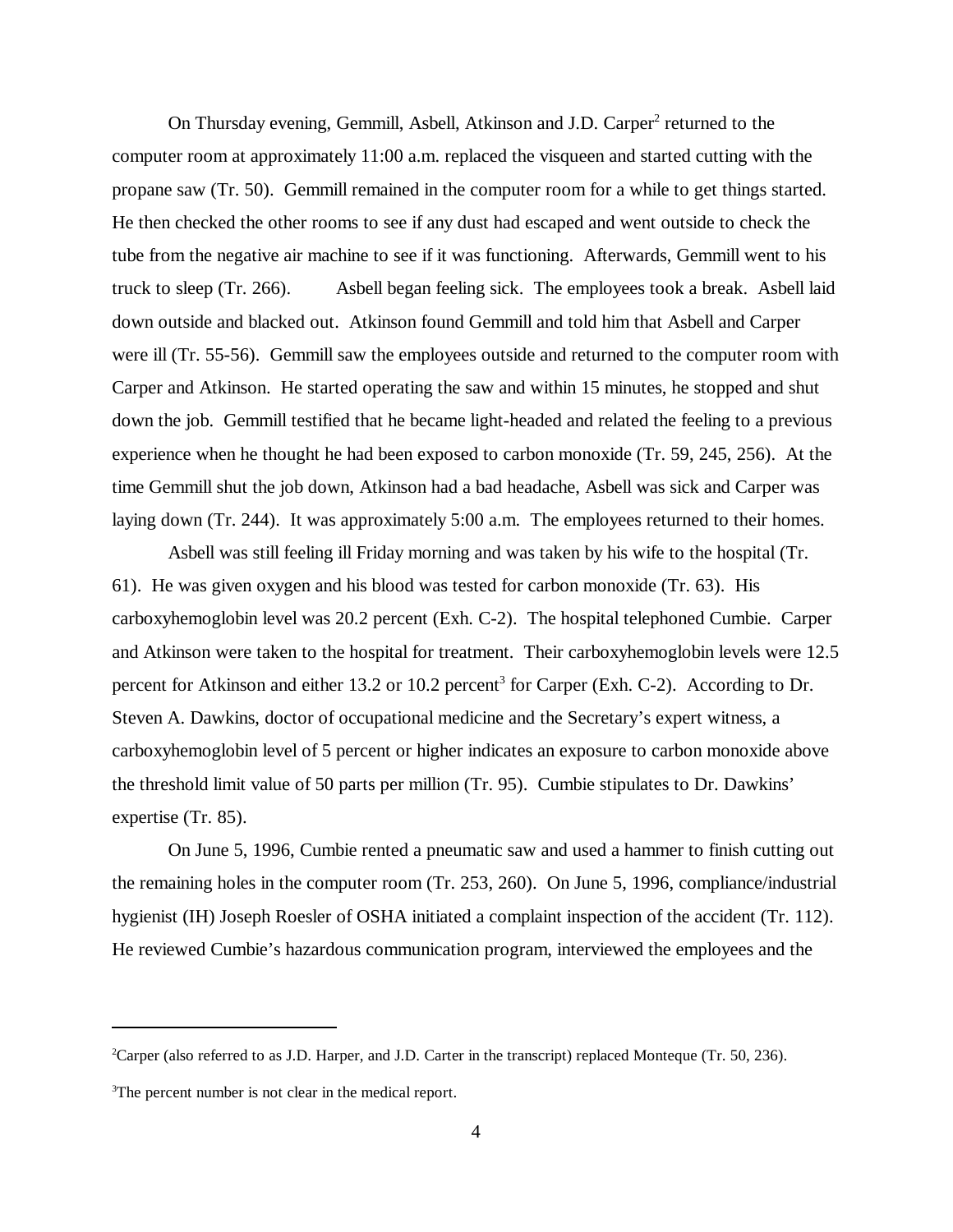On Thursday evening, Gemmill, Asbell, Atkinson and J.D. Carper[2] returned to the computer room at approximately 11:00 a.m. replaced the visqueen and started cutting with the propane saw (Tr. 50). Gemmill remained in the computer room for a while to get things started. He then checked the other rooms to see if any dust had escaped and went outside to check the tube from the negative air machine to see if it was functioning. Afterwards, Gemmill went to his truck to sleep (Tr. 266). Asbell began feeling sick. The employees took a break. Asbell laid down outside and blacked out. Atkinson found Gemmill and told him that Asbell and Carper were ill (Tr. 55-56). Gemmill saw the employees outside and returned to the computer room with Carper and Atkinson. He started operating the saw and within 15 minutes, he stopped and shut down the job. Gemmill testified that he became light-headed and related the feeling to a previous experience when he thought he had been exposed to carbon monoxide (Tr. 59, 245, 256). At the time Gemmill shut the job down, Atkinson had a bad headache, Asbell was sick and Carper was laying down (Tr. 244). It was approximately 5:00 a.m. The employees returned to their homes.

Asbell was still feeling ill Friday morning and was taken by his wife to the hospital (Tr. 61). He was given oxygen and his blood was tested for carbon monoxide (Tr. 63). His carboxyhemoglobin level was 20.2 percent (Exh. C-2). The hospital telephoned Cumbie. Carper and Atkinson were taken to the hospital for treatment. Their carboxyhemoglobin levels were 12.5 percent for Atkinson and either 13.2 or 10.2 percent[3] for Carper (Exh. C-2). According to Dr. Steven A. Dawkins, doctor of occupational medicine and the Secretary's expert witness, a carboxyhemoglobin level of 5 percent or higher indicates an exposure to carbon monoxide above the threshold limit value of 50 parts per million (Tr. 95). Cumbie stipulates to Dr. Dawkins' expertise (Tr. 85).

On June 5, 1996, Cumbie rented a pneumatic saw and used a hammer to finish cutting out the remaining holes in the computer room (Tr. 253, 260). On June 5, 1996, compliance/industrial hygienist (IH) Joseph Roesler of OSHA initiated a complaint inspection of the accident (Tr. 112). He reviewed Cumbie's hazardous communication program, interviewed the employees and the

---

[2]Carper (also referred to as J.D. Harper, and J.D. Carter in the transcript) replaced Monteque (Tr. 50, 236).

[3]The percent number is not clear in the medical report.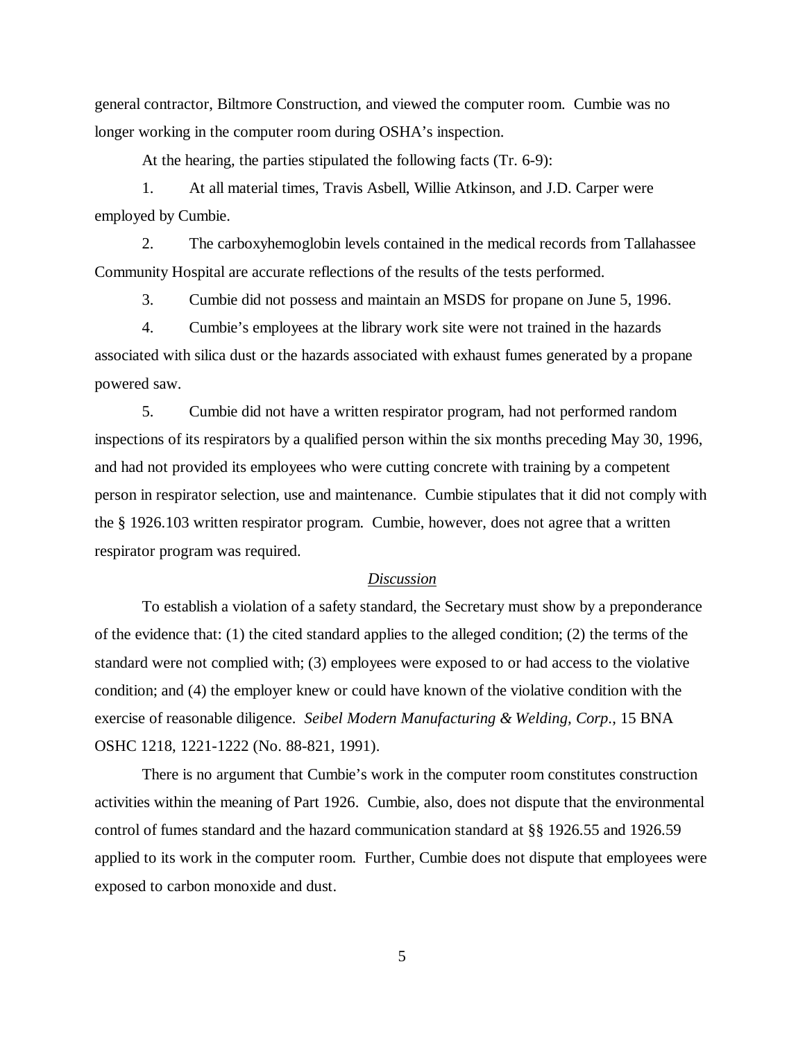general contractor, Biltmore Construction, and viewed the computer room. Cumbie was no longer working in the computer room during OSHA's inspection.

At the hearing, the parties stipulated the following facts (Tr. 6-9):

1. At all material times, Travis Asbell, Willie Atkinson, and J.D. Carper were employed by Cumbie.

2. The carboxyhemoglobin levels contained in the medical records from Tallahassee Community Hospital are accurate reflections of the results of the tests performed.

3. Cumbie did not possess and maintain an MSDS for propane on June 5, 1996.

4. Cumbie's employees at the library work site were not trained in the hazards associated with silica dust or the hazards associated with exhaust fumes generated by a propane powered saw.

5. Cumbie did not have a written respirator program, had not performed random inspections of its respirators by a qualified person within the six months preceding May 30, 1996, and had not provided its employees who were cutting concrete with training by a competent person in respirator selection, use and maintenance. Cumbie stipulates that it did not comply with the § 1926.103 written respirator program. Cumbie, however, does not agree that a written respirator program was required.

## Discussion

To establish a violation of a safety standard, the Secretary must show by a preponderance of the evidence that: (1) the cited standard applies to the alleged condition; (2) the terms of the standard were not complied with; (3) employees were exposed to or had access to the violative condition; and (4) the employer knew or could have known of the violative condition with the exercise of reasonable diligence. *Seibel Modern Manufacturing & Welding, Corp.*, 15 BNA OSHC 1218, 1221-1222 (No. 88-821, 1991).

There is no argument that Cumbie's work in the computer room constitutes construction activities within the meaning of Part 1926. Cumbie, also, does not dispute that the environmental control of fumes standard and the hazard communication standard at §§ 1926.55 and 1926.59 applied to its work in the computer room. Further, Cumbie does not dispute that employees were exposed to carbon monoxide and dust.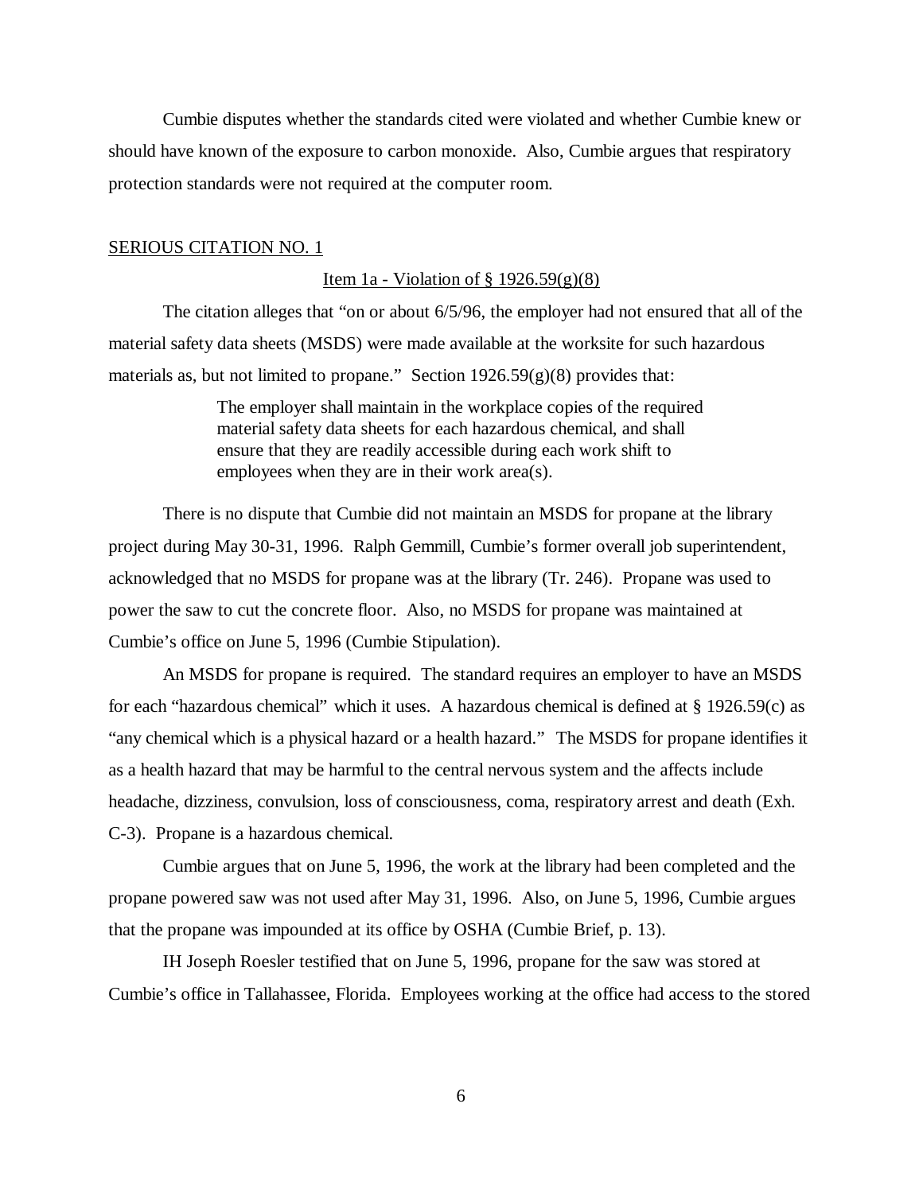Cumbie disputes whether the standards cited were violated and whether Cumbie knew or should have known of the exposure to carbon monoxide. Also, Cumbie argues that respiratory protection standards were not required at the computer room.

## SERIOUS CITATION NO. 1

### Item 1a - Violation of § 1926.59(g)(8)

The citation alleges that "on or about 6/5/96, the employer had not ensured that all of the material safety data sheets (MSDS) were made available at the worksite for such hazardous materials as, but not limited to propane." Section 1926.59(g)(8) provides that:

> The employer shall maintain in the workplace copies of the required material safety data sheets for each hazardous chemical, and shall ensure that they are readily accessible during each work shift to employees when they are in their work area(s).

There is no dispute that Cumbie did not maintain an MSDS for propane at the library project during May 30-31, 1996. Ralph Gemmill, Cumbie's former overall job superintendent, acknowledged that no MSDS for propane was at the library (Tr. 246). Propane was used to power the saw to cut the concrete floor. Also, no MSDS for propane was maintained at Cumbie's office on June 5, 1996 (Cumbie Stipulation).

An MSDS for propane is required. The standard requires an employer to have an MSDS for each "hazardous chemical" which it uses. A hazardous chemical is defined at § 1926.59(c) as "any chemical which is a physical hazard or a health hazard." The MSDS for propane identifies it as a health hazard that may be harmful to the central nervous system and the affects include headache, dizziness, convulsion, loss of consciousness, coma, respiratory arrest and death (Exh. C-3). Propane is a hazardous chemical.

Cumbie argues that on June 5, 1996, the work at the library had been completed and the propane powered saw was not used after May 31, 1996. Also, on June 5, 1996, Cumbie argues that the propane was impounded at its office by OSHA (Cumbie Brief, p. 13).

IH Joseph Roesler testified that on June 5, 1996, propane for the saw was stored at Cumbie's office in Tallahassee, Florida. Employees working at the office had access to the stored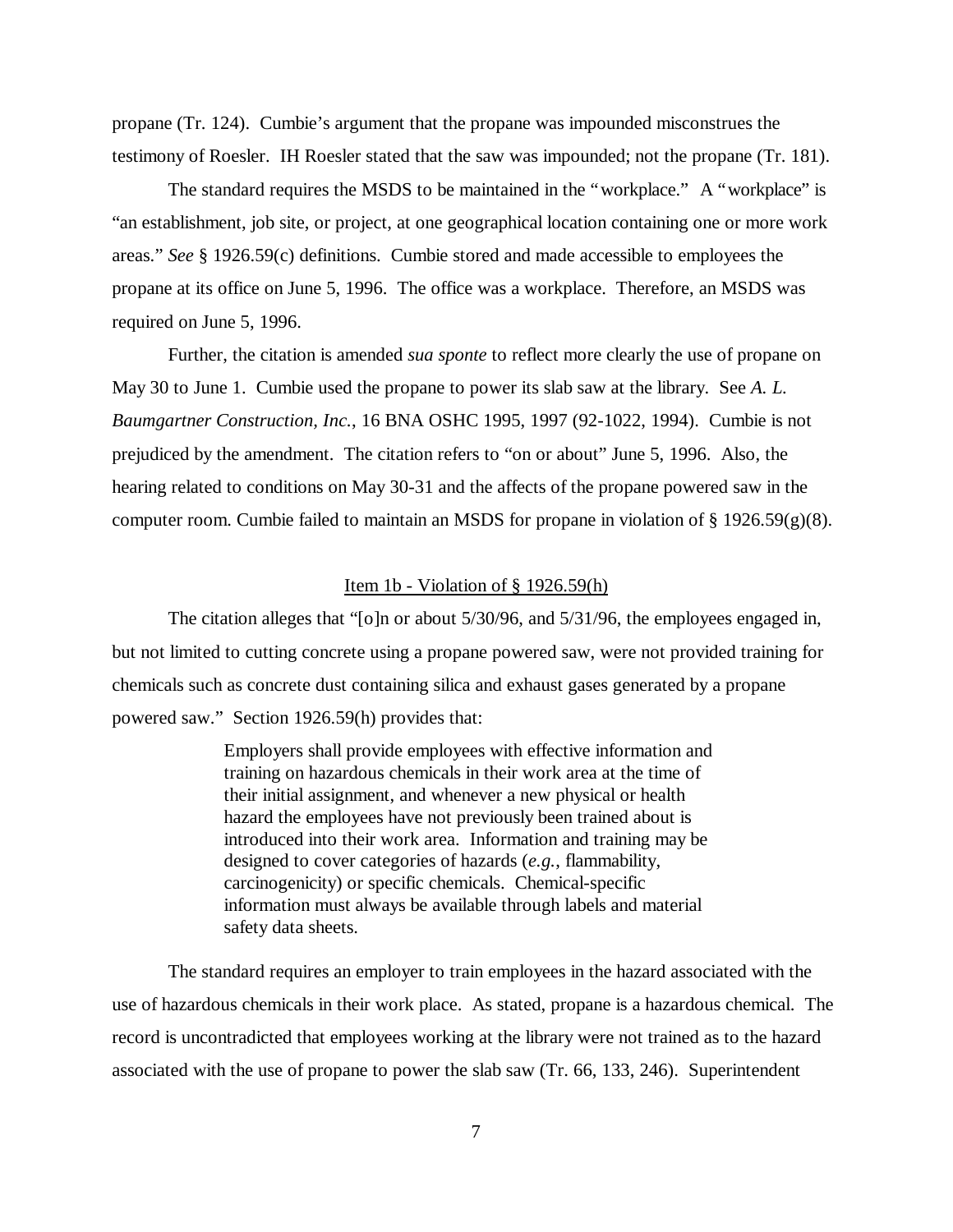propane (Tr. 124). Cumbie's argument that the propane was impounded misconstrues the testimony of Roesler. IH Roesler stated that the saw was impounded; not the propane (Tr. 181).

The standard requires the MSDS to be maintained in the "workplace." A "workplace" is "an establishment, job site, or project, at one geographical location containing one or more work areas." *See* § 1926.59(c) definitions. Cumbie stored and made accessible to employees the propane at its office on June 5, 1996. The office was a workplace. Therefore, an MSDS was required on June 5, 1996.

Further, the citation is amended *sua sponte* to reflect more clearly the use of propane on May 30 to June 1. Cumbie used the propane to power its slab saw at the library. See *A. L. Baumgartner Construction, Inc.*, 16 BNA OSHC 1995, 1997 (92-1022, 1994). Cumbie is not prejudiced by the amendment. The citation refers to "on or about" June 5, 1996. Also, the hearing related to conditions on May 30-31 and the affects of the propane powered saw in the computer room. Cumbie failed to maintain an MSDS for propane in violation of § 1926.59(g)(8).

<u>Item 1b - Violation of § 1926.59(h)</u>

The citation alleges that "[o]n or about 5/30/96, and 5/31/96, the employees engaged in, but not limited to cutting concrete using a propane powered saw, were not provided training for chemicals such as concrete dust containing silica and exhaust gases generated by a propane powered saw." Section 1926.59(h) provides that:

> Employers shall provide employees with effective information and training on hazardous chemicals in their work area at the time of their initial assignment, and whenever a new physical or health hazard the employees have not previously been trained about is introduced into their work area. Information and training may be designed to cover categories of hazards (*e.g.*, flammability, carcinogenicity) or specific chemicals. Chemical-specific information must always be available through labels and material safety data sheets.

The standard requires an employer to train employees in the hazard associated with the use of hazardous chemicals in their work place. As stated, propane is a hazardous chemical. The record is uncontradicted that employees working at the library were not trained as to the hazard associated with the use of propane to power the slab saw (Tr. 66, 133, 246). Superintendent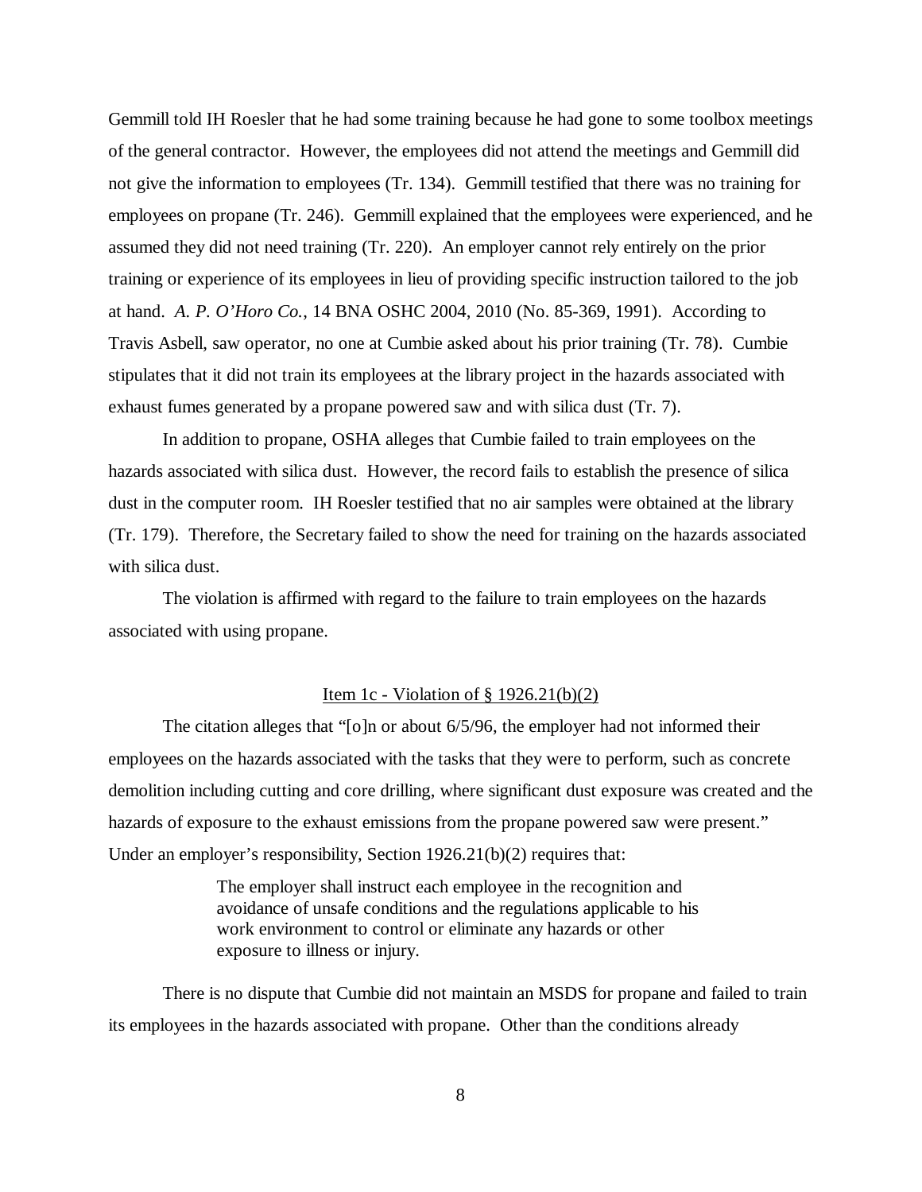Gemmill told IH Roesler that he had some training because he had gone to some toolbox meetings of the general contractor. However, the employees did not attend the meetings and Gemmill did not give the information to employees (Tr. 134). Gemmill testified that there was no training for employees on propane (Tr. 246). Gemmill explained that the employees were experienced, and he assumed they did not need training (Tr. 220). An employer cannot rely entirely on the prior training or experience of its employees in lieu of providing specific instruction tailored to the job at hand. *A. P. O'Horo Co.*, 14 BNA OSHC 2004, 2010 (No. 85-369, 1991). According to Travis Asbell, saw operator, no one at Cumbie asked about his prior training (Tr. 78). Cumbie stipulates that it did not train its employees at the library project in the hazards associated with exhaust fumes generated by a propane powered saw and with silica dust (Tr. 7).

In addition to propane, OSHA alleges that Cumbie failed to train employees on the hazards associated with silica dust. However, the record fails to establish the presence of silica dust in the computer room. IH Roesler testified that no air samples were obtained at the library (Tr. 179). Therefore, the Secretary failed to show the need for training on the hazards associated with silica dust.

The violation is affirmed with regard to the failure to train employees on the hazards associated with using propane.

Item 1c - Violation of § 1926.21(b)(2)

The citation alleges that "[o]n or about 6/5/96, the employer had not informed their employees on the hazards associated with the tasks that they were to perform, such as concrete demolition including cutting and core drilling, where significant dust exposure was created and the hazards of exposure to the exhaust emissions from the propane powered saw were present." Under an employer's responsibility, Section 1926.21(b)(2) requires that:

> The employer shall instruct each employee in the recognition and avoidance of unsafe conditions and the regulations applicable to his work environment to control or eliminate any hazards or other exposure to illness or injury.

There is no dispute that Cumbie did not maintain an MSDS for propane and failed to train its employees in the hazards associated with propane. Other than the conditions already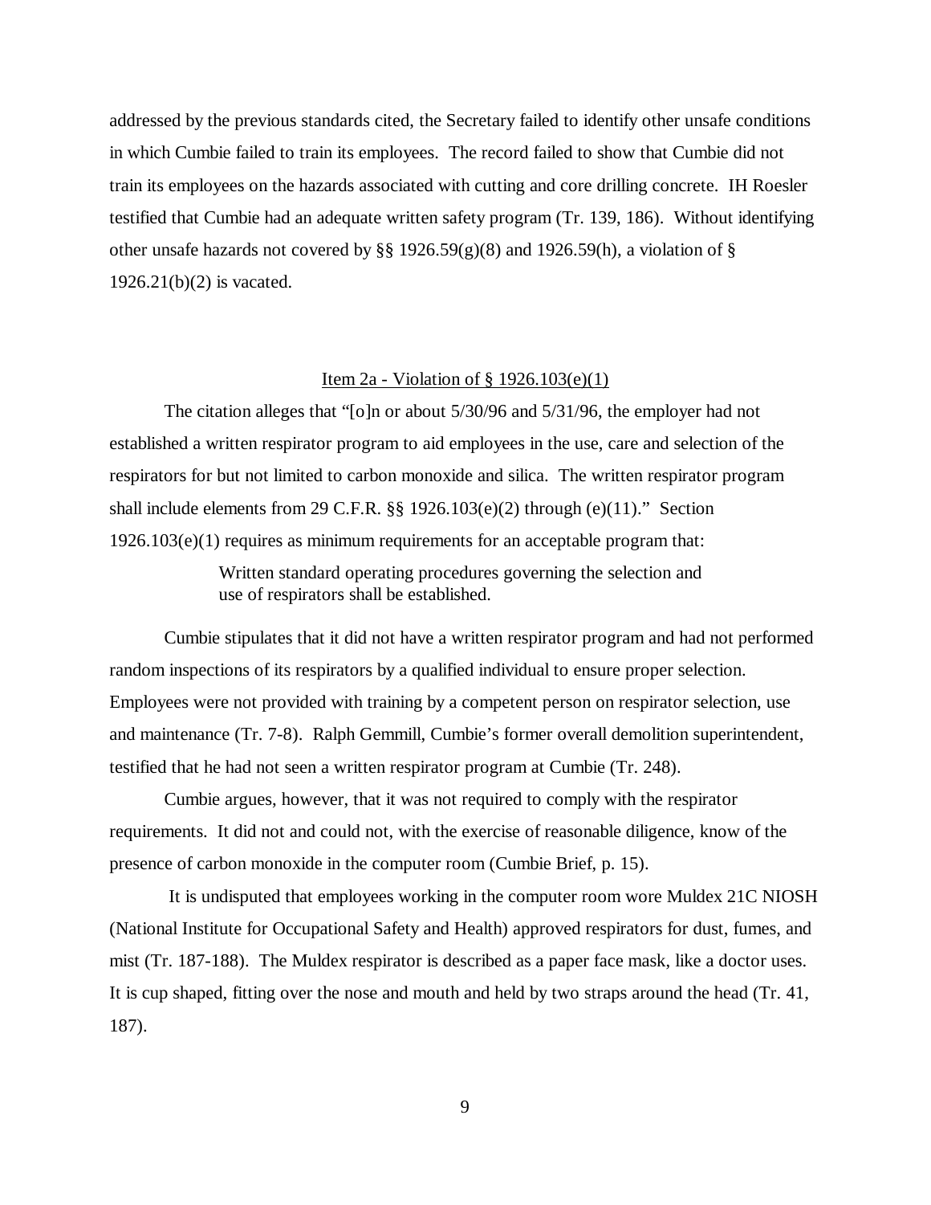addressed by the previous standards cited, the Secretary failed to identify other unsafe conditions in which Cumbie failed to train its employees. The record failed to show that Cumbie did not train its employees on the hazards associated with cutting and core drilling concrete. IH Roesler testified that Cumbie had an adequate written safety program (Tr. 139, 186). Without identifying other unsafe hazards not covered by §§ 1926.59(g)(8) and 1926.59(h), a violation of § 1926.21(b)(2) is vacated.

<u>Item 2a - Violation of § 1926.103(e)(1)</u>

The citation alleges that "[o]n or about 5/30/96 and 5/31/96, the employer had not established a written respirator program to aid employees in the use, care and selection of the respirators for but not limited to carbon monoxide and silica. The written respirator program shall include elements from 29 C.F.R. §§ 1926.103(e)(2) through (e)(11)." Section 1926.103(e)(1) requires as minimum requirements for an acceptable program that:

> Written standard operating procedures governing the selection and use of respirators shall be established.

Cumbie stipulates that it did not have a written respirator program and had not performed random inspections of its respirators by a qualified individual to ensure proper selection. Employees were not provided with training by a competent person on respirator selection, use and maintenance (Tr. 7-8). Ralph Gemmill, Cumbie's former overall demolition superintendent, testified that he had not seen a written respirator program at Cumbie (Tr. 248).

Cumbie argues, however, that it was not required to comply with the respirator requirements. It did not and could not, with the exercise of reasonable diligence, know of the presence of carbon monoxide in the computer room (Cumbie Brief, p. 15).

It is undisputed that employees working in the computer room wore Muldex 21C NIOSH (National Institute for Occupational Safety and Health) approved respirators for dust, fumes, and mist (Tr. 187-188). The Muldex respirator is described as a paper face mask, like a doctor uses. It is cup shaped, fitting over the nose and mouth and held by two straps around the head (Tr. 41, 187).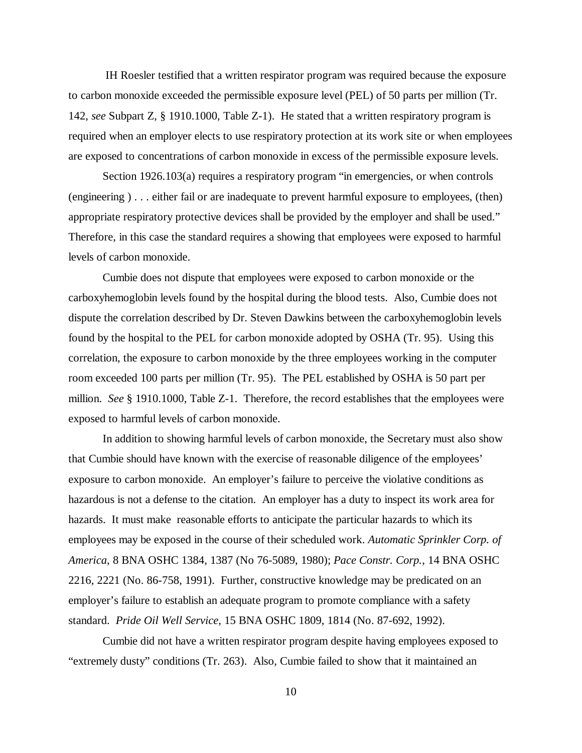IH Roesler testified that a written respirator program was required because the exposure to carbon monoxide exceeded the permissible exposure level (PEL) of 50 parts per million (Tr. 142, *see* Subpart Z, § 1910.1000, Table Z-1). He stated that a written respiratory program is required when an employer elects to use respiratory protection at its work site or when employees are exposed to concentrations of carbon monoxide in excess of the permissible exposure levels.

Section 1926.103(a) requires a respiratory program "in emergencies, or when controls (engineering ) . . . either fail or are inadequate to prevent harmful exposure to employees, (then) appropriate respiratory protective devices shall be provided by the employer and shall be used." Therefore, in this case the standard requires a showing that employees were exposed to harmful levels of carbon monoxide.

Cumbie does not dispute that employees were exposed to carbon monoxide or the carboxyhemoglobin levels found by the hospital during the blood tests. Also, Cumbie does not dispute the correlation described by Dr. Steven Dawkins between the carboxyhemoglobin levels found by the hospital to the PEL for carbon monoxide adopted by OSHA (Tr. 95). Using this correlation, the exposure to carbon monoxide by the three employees working in the computer room exceeded 100 parts per million (Tr. 95). The PEL established by OSHA is 50 part per million. *See* § 1910.1000, Table Z-1. Therefore, the record establishes that the employees were exposed to harmful levels of carbon monoxide.

In addition to showing harmful levels of carbon monoxide, the Secretary must also show that Cumbie should have known with the exercise of reasonable diligence of the employees' exposure to carbon monoxide. An employer's failure to perceive the violative conditions as hazardous is not a defense to the citation. An employer has a duty to inspect its work area for hazards. It must make reasonable efforts to anticipate the particular hazards to which its employees may be exposed in the course of their scheduled work. *Automatic Sprinkler Corp. of America*, 8 BNA OSHC 1384, 1387 (No 76-5089, 1980); *Pace Constr. Corp.*, 14 BNA OSHC 2216, 2221 (No. 86-758, 1991). Further, constructive knowledge may be predicated on an employer's failure to establish an adequate program to promote compliance with a safety standard. *Pride Oil Well Service*, 15 BNA OSHC 1809, 1814 (No. 87-692, 1992).

Cumbie did not have a written respirator program despite having employees exposed to "extremely dusty" conditions (Tr. 263). Also, Cumbie failed to show that it maintained an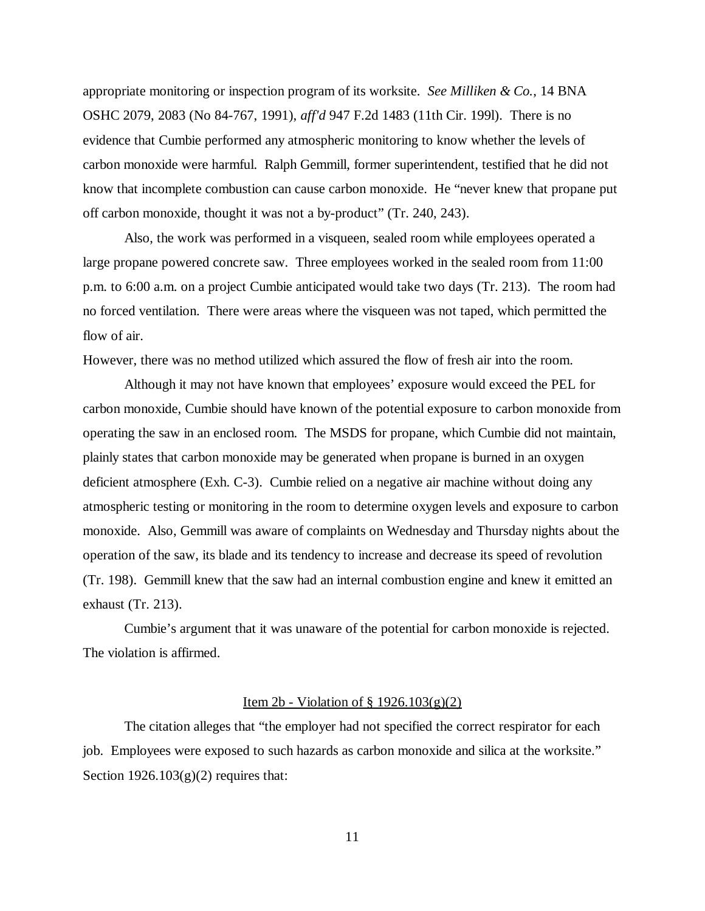appropriate monitoring or inspection program of its worksite. *See Milliken & Co.*, 14 BNA OSHC 2079, 2083 (No 84-767, 1991), *aff'd* 947 F.2d 1483 (11th Cir. 199l). There is no evidence that Cumbie performed any atmospheric monitoring to know whether the levels of carbon monoxide were harmful. Ralph Gemmill, former superintendent, testified that he did not know that incomplete combustion can cause carbon monoxide. He "never knew that propane put off carbon monoxide, thought it was not a by-product" (Tr. 240, 243).

Also, the work was performed in a visqueen, sealed room while employees operated a large propane powered concrete saw. Three employees worked in the sealed room from 11:00 p.m. to 6:00 a.m. on a project Cumbie anticipated would take two days (Tr. 213). The room had no forced ventilation. There were areas where the visqueen was not taped, which permitted the flow of air.
However, there was no method utilized which assured the flow of fresh air into the room.

Although it may not have known that employees' exposure would exceed the PEL for carbon monoxide, Cumbie should have known of the potential exposure to carbon monoxide from operating the saw in an enclosed room. The MSDS for propane, which Cumbie did not maintain, plainly states that carbon monoxide may be generated when propane is burned in an oxygen deficient atmosphere (Exh. C-3). Cumbie relied on a negative air machine without doing any atmospheric testing or monitoring in the room to determine oxygen levels and exposure to carbon monoxide. Also, Gemmill was aware of complaints on Wednesday and Thursday nights about the operation of the saw, its blade and its tendency to increase and decrease its speed of revolution (Tr. 198). Gemmill knew that the saw had an internal combustion engine and knew it emitted an exhaust (Tr. 213).

Cumbie's argument that it was unaware of the potential for carbon monoxide is rejected. The violation is affirmed.

<u>Item 2b - Violation of § 1926.103(g)(2)</u>

The citation alleges that "the employer had not specified the correct respirator for each job. Employees were exposed to such hazards as carbon monoxide and silica at the worksite." Section 1926.103(g)(2) requires that: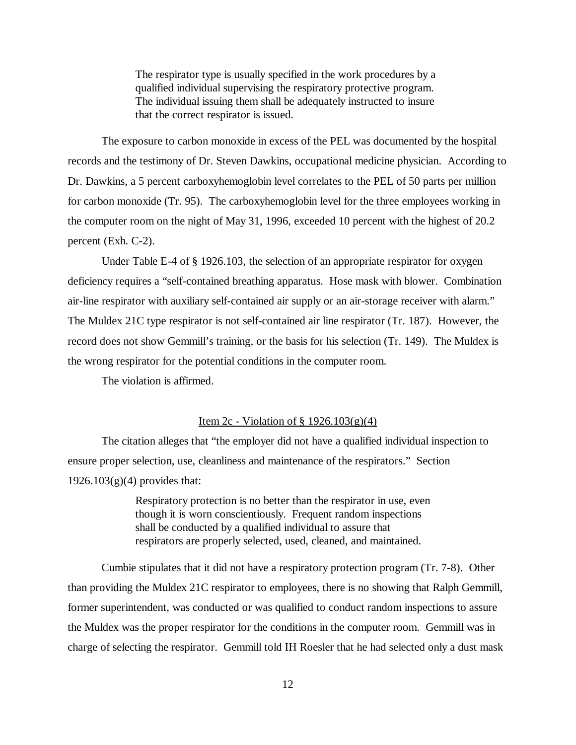> The respirator type is usually specified in the work procedures by a qualified individual supervising the respiratory protective program. The individual issuing them shall be adequately instructed to insure that the correct respirator is issued.

The exposure to carbon monoxide in excess of the PEL was documented by the hospital records and the testimony of Dr. Steven Dawkins, occupational medicine physician. According to Dr. Dawkins, a 5 percent carboxyhemoglobin level correlates to the PEL of 50 parts per million for carbon monoxide (Tr. 95). The carboxyhemoglobin level for the three employees working in the computer room on the night of May 31, 1996, exceeded 10 percent with the highest of 20.2 percent (Exh. C-2).

Under Table E-4 of § 1926.103, the selection of an appropriate respirator for oxygen deficiency requires a "self-contained breathing apparatus. Hose mask with blower. Combination air-line respirator with auxiliary self-contained air supply or an air-storage receiver with alarm." The Muldex 21C type respirator is not self-contained air line respirator (Tr. 187). However, the record does not show Gemmill's training, or the basis for his selection (Tr. 149). The Muldex is the wrong respirator for the potential conditions in the computer room.

The violation is affirmed.

<u>Item 2c - Violation of § 1926.103(g)(4)</u>

The citation alleges that "the employer did not have a qualified individual inspection to ensure proper selection, use, cleanliness and maintenance of the respirators." Section 1926.103(g)(4) provides that:

> Respiratory protection is no better than the respirator in use, even though it is worn conscientiously. Frequent random inspections shall be conducted by a qualified individual to assure that respirators are properly selected, used, cleaned, and maintained.

Cumbie stipulates that it did not have a respiratory protection program (Tr. 7-8). Other than providing the Muldex 21C respirator to employees, there is no showing that Ralph Gemmill, former superintendent, was conducted or was qualified to conduct random inspections to assure the Muldex was the proper respirator for the conditions in the computer room. Gemmill was in charge of selecting the respirator. Gemmill told IH Roesler that he had selected only a dust mask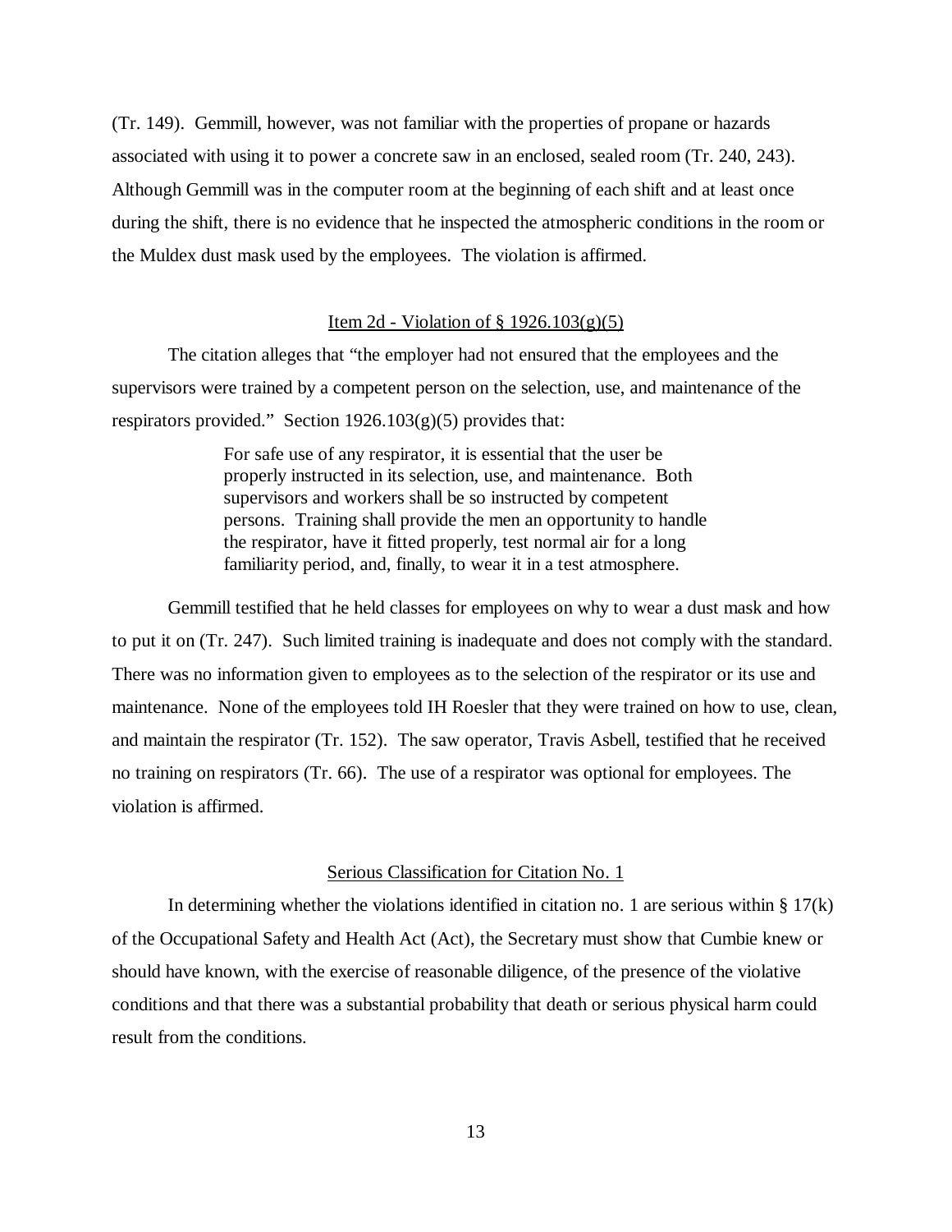(Tr. 149). Gemmill, however, was not familiar with the properties of propane or hazards associated with using it to power a concrete saw in an enclosed, sealed room (Tr. 240, 243). Although Gemmill was in the computer room at the beginning of each shift and at least once during the shift, there is no evidence that he inspected the atmospheric conditions in the room or the Muldex dust mask used by the employees. The violation is affirmed.

Item 2d - Violation of § 1926.103(g)(5)

The citation alleges that "the employer had not ensured that the employees and the supervisors were trained by a competent person on the selection, use, and maintenance of the respirators provided." Section 1926.103(g)(5) provides that:

> For safe use of any respirator, it is essential that the user be properly instructed in its selection, use, and maintenance. Both supervisors and workers shall be so instructed by competent persons. Training shall provide the men an opportunity to handle the respirator, have it fitted properly, test normal air for a long familiarity period, and, finally, to wear it in a test atmosphere.

Gemmill testified that he held classes for employees on why to wear a dust mask and how to put it on (Tr. 247). Such limited training is inadequate and does not comply with the standard. There was no information given to employees as to the selection of the respirator or its use and maintenance. None of the employees told IH Roesler that they were trained on how to use, clean, and maintain the respirator (Tr. 152). The saw operator, Travis Asbell, testified that he received no training on respirators (Tr. 66). The use of a respirator was optional for employees. The violation is affirmed.

Serious Classification for Citation No. 1

In determining whether the violations identified in citation no. 1 are serious within § 17(k) of the Occupational Safety and Health Act (Act), the Secretary must show that Cumbie knew or should have known, with the exercise of reasonable diligence, of the presence of the violative conditions and that there was a substantial probability that death or serious physical harm could result from the conditions.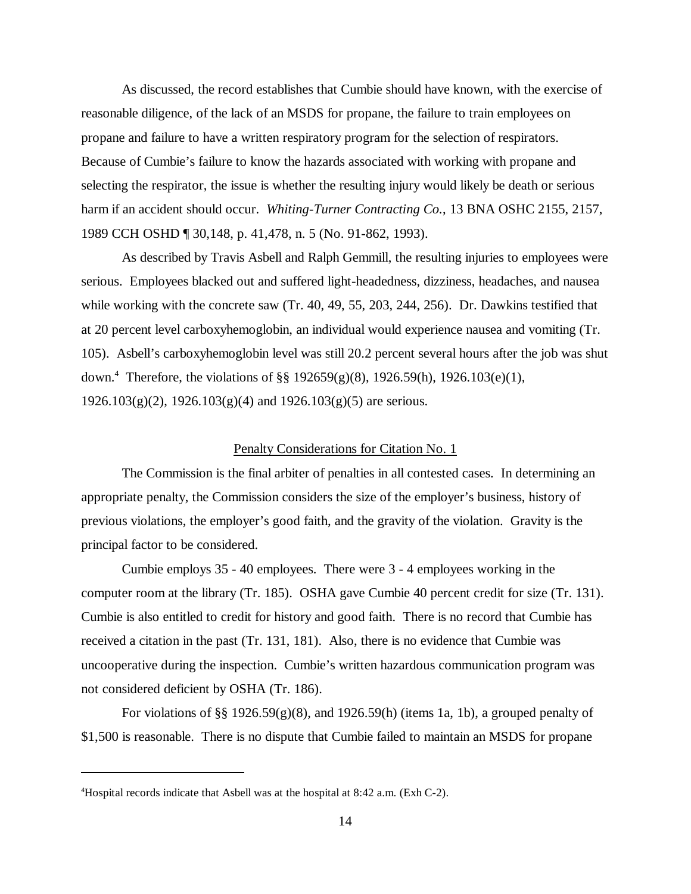As discussed, the record establishes that Cumbie should have known, with the exercise of reasonable diligence, of the lack of an MSDS for propane, the failure to train employees on propane and failure to have a written respiratory program for the selection of respirators. Because of Cumbie's failure to know the hazards associated with working with propane and selecting the respirator, the issue is whether the resulting injury would likely be death or serious harm if an accident should occur. *Whiting-Turner Contracting Co.*, 13 BNA OSHC 2155, 2157, 1989 CCH OSHD ¶ 30,148, p. 41,478, n. 5 (No. 91-862, 1993).

As described by Travis Asbell and Ralph Gemmill, the resulting injuries to employees were serious. Employees blacked out and suffered light-headedness, dizziness, headaches, and nausea while working with the concrete saw (Tr. 40, 49, 55, 203, 244, 256). Dr. Dawkins testified that at 20 percent level carboxyhemoglobin, an individual would experience nausea and vomiting (Tr. 105). Asbell's carboxyhemoglobin level was still 20.2 percent several hours after the job was shut down.[4] Therefore, the violations of §§ 192659(g)(8), 1926.59(h), 1926.103(e)(1), 1926.103(g)(2), 1926.103(g)(4) and 1926.103(g)(5) are serious.

## Penalty Considerations for Citation No. 1

The Commission is the final arbiter of penalties in all contested cases. In determining an appropriate penalty, the Commission considers the size of the employer's business, history of previous violations, the employer's good faith, and the gravity of the violation. Gravity is the principal factor to be considered.

Cumbie employs 35 - 40 employees. There were 3 - 4 employees working in the computer room at the library (Tr. 185). OSHA gave Cumbie 40 percent credit for size (Tr. 131). Cumbie is also entitled to credit for history and good faith. There is no record that Cumbie has received a citation in the past (Tr. 131, 181). Also, there is no evidence that Cumbie was uncooperative during the inspection. Cumbie's written hazardous communication program was not considered deficient by OSHA (Tr. 186).

For violations of §§ 1926.59(g)(8), and 1926.59(h) (items 1a, 1b), a grouped penalty of $1,500 is reasonable. There is no dispute that Cumbie failed to maintain an MSDS for propane

---

[4]Hospital records indicate that Asbell was at the hospital at 8:42 a.m. (Exh C-2).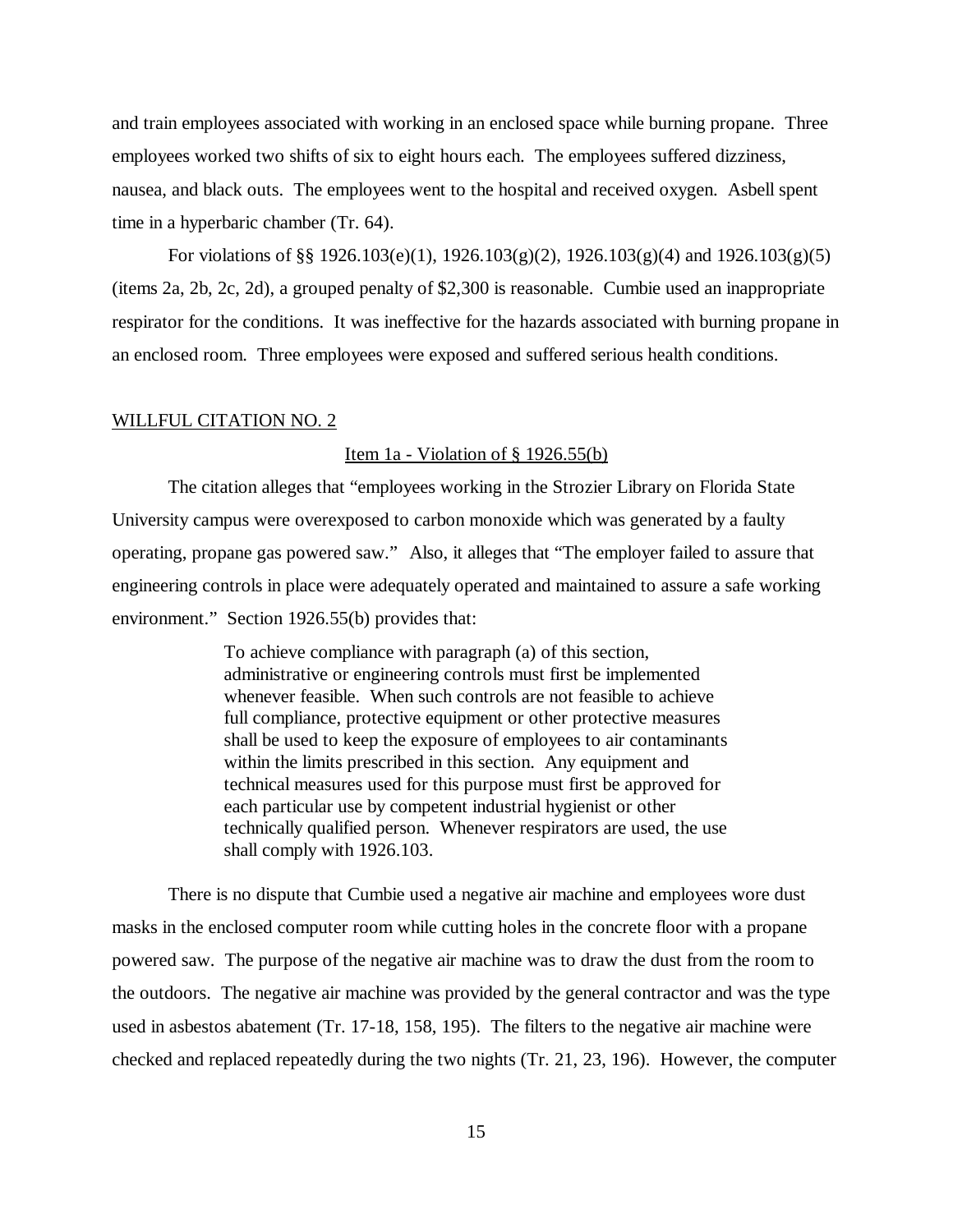and train employees associated with working in an enclosed space while burning propane. Three employees worked two shifts of six to eight hours each. The employees suffered dizziness, nausea, and black outs. The employees went to the hospital and received oxygen. Asbell spent time in a hyperbaric chamber (Tr. 64).

For violations of §§ 1926.103(e)(1), 1926.103(g)(2), 1926.103(g)(4) and 1926.103(g)(5) (items 2a, 2b, 2c, 2d), a grouped penalty of $2,300 is reasonable. Cumbie used an inappropriate respirator for the conditions. It was ineffective for the hazards associated with burning propane in an enclosed room. Three employees were exposed and suffered serious health conditions.

WILLFUL CITATION NO. 2

Item 1a - Violation of § 1926.55(b)

The citation alleges that "employees working in the Strozier Library on Florida State University campus were overexposed to carbon monoxide which was generated by a faulty operating, propane gas powered saw." Also, it alleges that "The employer failed to assure that engineering controls in place were adequately operated and maintained to assure a safe working environment." Section 1926.55(b) provides that:

> To achieve compliance with paragraph (a) of this section, administrative or engineering controls must first be implemented whenever feasible. When such controls are not feasible to achieve full compliance, protective equipment or other protective measures shall be used to keep the exposure of employees to air contaminants within the limits prescribed in this section. Any equipment and technical measures used for this purpose must first be approved for each particular use by competent industrial hygienist or other technically qualified person. Whenever respirators are used, the use shall comply with 1926.103.

There is no dispute that Cumbie used a negative air machine and employees wore dust masks in the enclosed computer room while cutting holes in the concrete floor with a propane powered saw. The purpose of the negative air machine was to draw the dust from the room to the outdoors. The negative air machine was provided by the general contractor and was the type used in asbestos abatement (Tr. 17-18, 158, 195). The filters to the negative air machine were checked and replaced repeatedly during the two nights (Tr. 21, 23, 196). However, the computer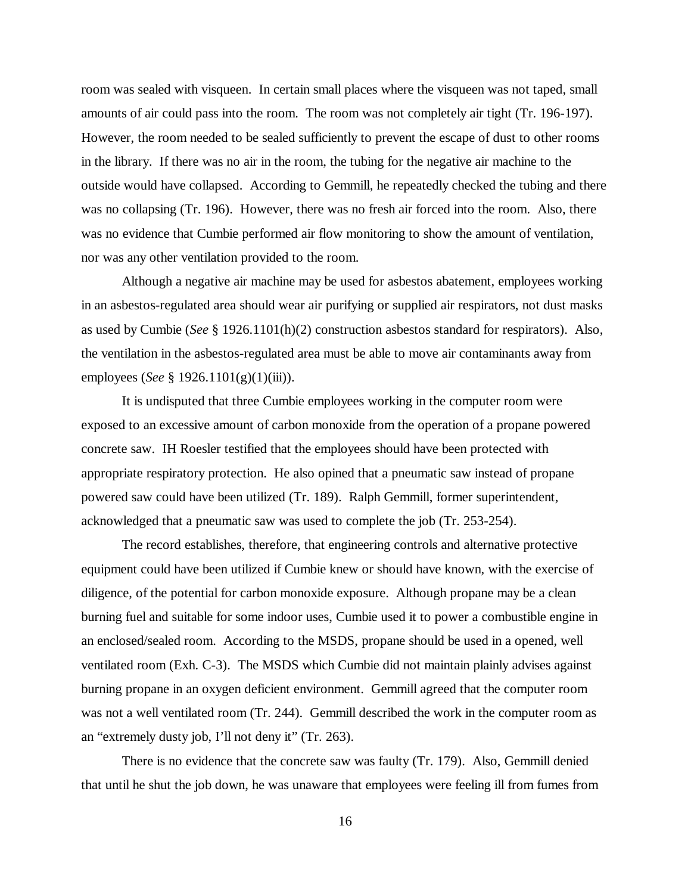room was sealed with visqueen. In certain small places where the visqueen was not taped, small amounts of air could pass into the room. The room was not completely air tight (Tr. 196-197). However, the room needed to be sealed sufficiently to prevent the escape of dust to other rooms in the library. If there was no air in the room, the tubing for the negative air machine to the outside would have collapsed. According to Gemmill, he repeatedly checked the tubing and there was no collapsing (Tr. 196). However, there was no fresh air forced into the room. Also, there was no evidence that Cumbie performed air flow monitoring to show the amount of ventilation, nor was any other ventilation provided to the room.

Although a negative air machine may be used for asbestos abatement, employees working in an asbestos-regulated area should wear air purifying or supplied air respirators, not dust masks as used by Cumbie (*See* § 1926.1101(h)(2) construction asbestos standard for respirators). Also, the ventilation in the asbestos-regulated area must be able to move air contaminants away from employees (*See* § 1926.1101(g)(1)(iii)).

It is undisputed that three Cumbie employees working in the computer room were exposed to an excessive amount of carbon monoxide from the operation of a propane powered concrete saw. IH Roesler testified that the employees should have been protected with appropriate respiratory protection. He also opined that a pneumatic saw instead of propane powered saw could have been utilized (Tr. 189). Ralph Gemmill, former superintendent, acknowledged that a pneumatic saw was used to complete the job (Tr. 253-254).

The record establishes, therefore, that engineering controls and alternative protective equipment could have been utilized if Cumbie knew or should have known, with the exercise of diligence, of the potential for carbon monoxide exposure. Although propane may be a clean burning fuel and suitable for some indoor uses, Cumbie used it to power a combustible engine in an enclosed/sealed room. According to the MSDS, propane should be used in a opened, well ventilated room (Exh. C-3). The MSDS which Cumbie did not maintain plainly advises against burning propane in an oxygen deficient environment. Gemmill agreed that the computer room was not a well ventilated room (Tr. 244). Gemmill described the work in the computer room as an "extremely dusty job, I'll not deny it" (Tr. 263).

There is no evidence that the concrete saw was faulty (Tr. 179). Also, Gemmill denied that until he shut the job down, he was unaware that employees were feeling ill from fumes from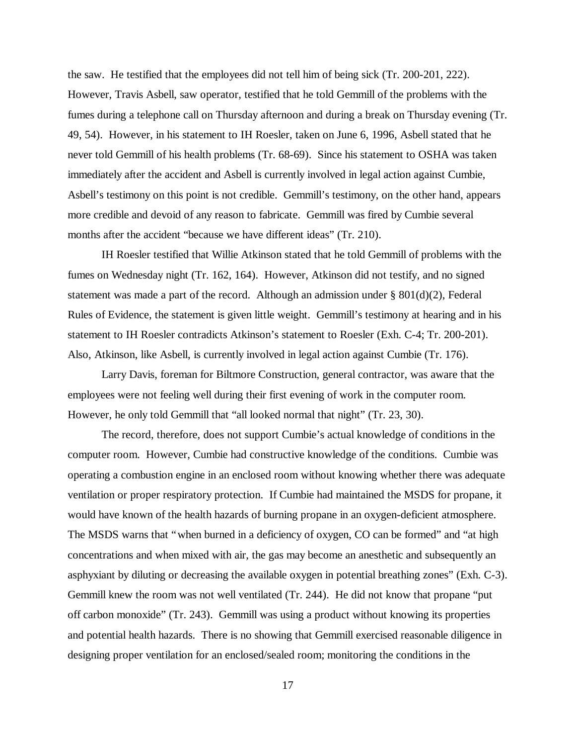the saw. He testified that the employees did not tell him of being sick (Tr. 200-201, 222). However, Travis Asbell, saw operator, testified that he told Gemmill of the problems with the fumes during a telephone call on Thursday afternoon and during a break on Thursday evening (Tr. 49, 54). However, in his statement to IH Roesler, taken on June 6, 1996, Asbell stated that he never told Gemmill of his health problems (Tr. 68-69). Since his statement to OSHA was taken immediately after the accident and Asbell is currently involved in legal action against Cumbie, Asbell's testimony on this point is not credible. Gemmill's testimony, on the other hand, appears more credible and devoid of any reason to fabricate. Gemmill was fired by Cumbie several months after the accident "because we have different ideas" (Tr. 210).

IH Roesler testified that Willie Atkinson stated that he told Gemmill of problems with the fumes on Wednesday night (Tr. 162, 164). However, Atkinson did not testify, and no signed statement was made a part of the record. Although an admission under § 801(d)(2), Federal Rules of Evidence, the statement is given little weight. Gemmill's testimony at hearing and in his statement to IH Roesler contradicts Atkinson's statement to Roesler (Exh. C-4; Tr. 200-201). Also, Atkinson, like Asbell, is currently involved in legal action against Cumbie (Tr. 176).

Larry Davis, foreman for Biltmore Construction, general contractor, was aware that the employees were not feeling well during their first evening of work in the computer room. However, he only told Gemmill that "all looked normal that night" (Tr. 23, 30).

The record, therefore, does not support Cumbie's actual knowledge of conditions in the computer room. However, Cumbie had constructive knowledge of the conditions. Cumbie was operating a combustion engine in an enclosed room without knowing whether there was adequate ventilation or proper respiratory protection. If Cumbie had maintained the MSDS for propane, it would have known of the health hazards of burning propane in an oxygen-deficient atmosphere. The MSDS warns that "when burned in a deficiency of oxygen, CO can be formed" and "at high concentrations and when mixed with air, the gas may become an anesthetic and subsequently an asphyxiant by diluting or decreasing the available oxygen in potential breathing zones" (Exh. C-3). Gemmill knew the room was not well ventilated (Tr. 244). He did not know that propane "put off carbon monoxide" (Tr. 243). Gemmill was using a product without knowing its properties and potential health hazards. There is no showing that Gemmill exercised reasonable diligence in designing proper ventilation for an enclosed/sealed room; monitoring the conditions in the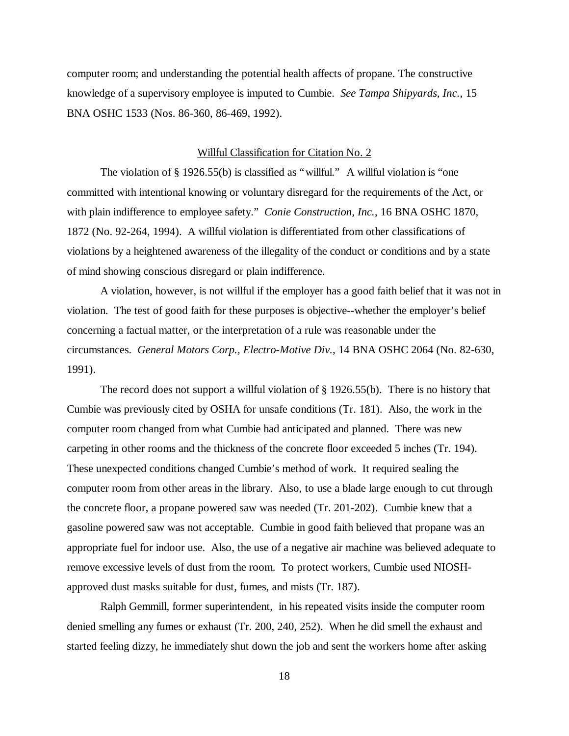computer room; and understanding the potential health affects of propane. The constructive knowledge of a supervisory employee is imputed to Cumbie. *See Tampa Shipyards, Inc.*, 15 BNA OSHC 1533 (Nos. 86-360, 86-469, 1992).

## Willful Classification for Citation No. 2

The violation of § 1926.55(b) is classified as "willful." A willful violation is "one committed with intentional knowing or voluntary disregard for the requirements of the Act, or with plain indifference to employee safety." *Conie Construction, Inc.*, 16 BNA OSHC 1870, 1872 (No. 92-264, 1994). A willful violation is differentiated from other classifications of violations by a heightened awareness of the illegality of the conduct or conditions and by a state of mind showing conscious disregard or plain indifference.

A violation, however, is not willful if the employer has a good faith belief that it was not in violation. The test of good faith for these purposes is objective--whether the employer's belief concerning a factual matter, or the interpretation of a rule was reasonable under the circumstances. *General Motors Corp., Electro-Motive Div.*, 14 BNA OSHC 2064 (No. 82-630, 1991).

The record does not support a willful violation of § 1926.55(b). There is no history that Cumbie was previously cited by OSHA for unsafe conditions (Tr. 181). Also, the work in the computer room changed from what Cumbie had anticipated and planned. There was new carpeting in other rooms and the thickness of the concrete floor exceeded 5 inches (Tr. 194). These unexpected conditions changed Cumbie's method of work. It required sealing the computer room from other areas in the library. Also, to use a blade large enough to cut through the concrete floor, a propane powered saw was needed (Tr. 201-202). Cumbie knew that a gasoline powered saw was not acceptable. Cumbie in good faith believed that propane was an appropriate fuel for indoor use. Also, the use of a negative air machine was believed adequate to remove excessive levels of dust from the room. To protect workers, Cumbie used NIOSH-approved dust masks suitable for dust, fumes, and mists (Tr. 187).

Ralph Gemmill, former superintendent, in his repeated visits inside the computer room denied smelling any fumes or exhaust (Tr. 200, 240, 252). When he did smell the exhaust and started feeling dizzy, he immediately shut down the job and sent the workers home after asking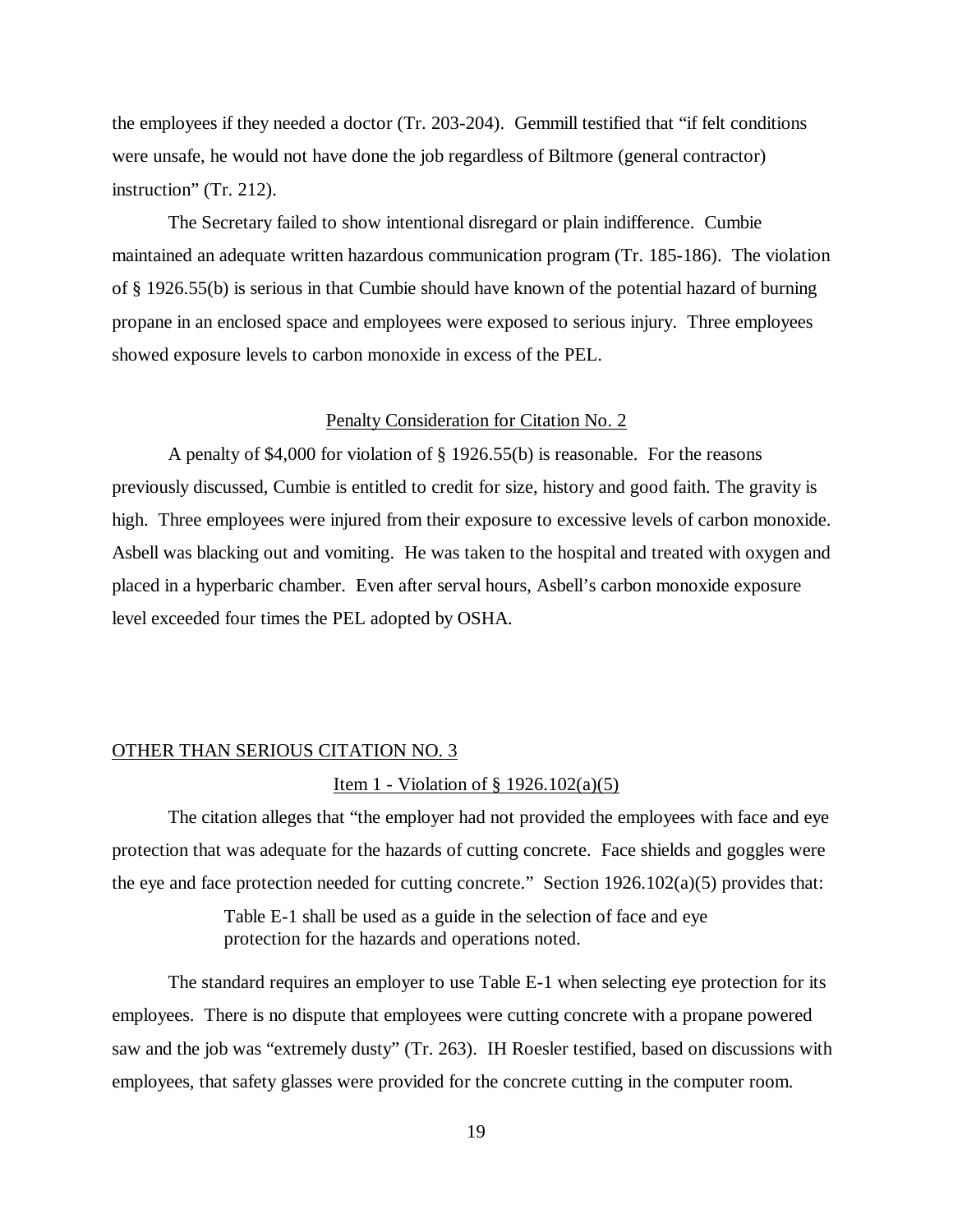the employees if they needed a doctor (Tr. 203-204). Gemmill testified that "if felt conditions were unsafe, he would not have done the job regardless of Biltmore (general contractor) instruction" (Tr. 212).

The Secretary failed to show intentional disregard or plain indifference. Cumbie maintained an adequate written hazardous communication program (Tr. 185-186). The violation of § 1926.55(b) is serious in that Cumbie should have known of the potential hazard of burning propane in an enclosed space and employees were exposed to serious injury. Three employees showed exposure levels to carbon monoxide in excess of the PEL.

### Penalty Consideration for Citation No. 2

A penalty of $4,000 for violation of § 1926.55(b) is reasonable. For the reasons previously discussed, Cumbie is entitled to credit for size, history and good faith. The gravity is high. Three employees were injured from their exposure to excessive levels of carbon monoxide. Asbell was blacking out and vomiting. He was taken to the hospital and treated with oxygen and placed in a hyperbaric chamber. Even after serval hours, Asbell's carbon monoxide exposure level exceeded four times the PEL adopted by OSHA.

## OTHER THAN SERIOUS CITATION NO. 3

### Item 1 - Violation of § 1926.102(a)(5)

The citation alleges that "the employer had not provided the employees with face and eye protection that was adequate for the hazards of cutting concrete. Face shields and goggles were the eye and face protection needed for cutting concrete." Section 1926.102(a)(5) provides that:

> Table E-1 shall be used as a guide in the selection of face and eye protection for the hazards and operations noted.

The standard requires an employer to use Table E-1 when selecting eye protection for its employees. There is no dispute that employees were cutting concrete with a propane powered saw and the job was "extremely dusty" (Tr. 263). IH Roesler testified, based on discussions with employees, that safety glasses were provided for the concrete cutting in the computer room.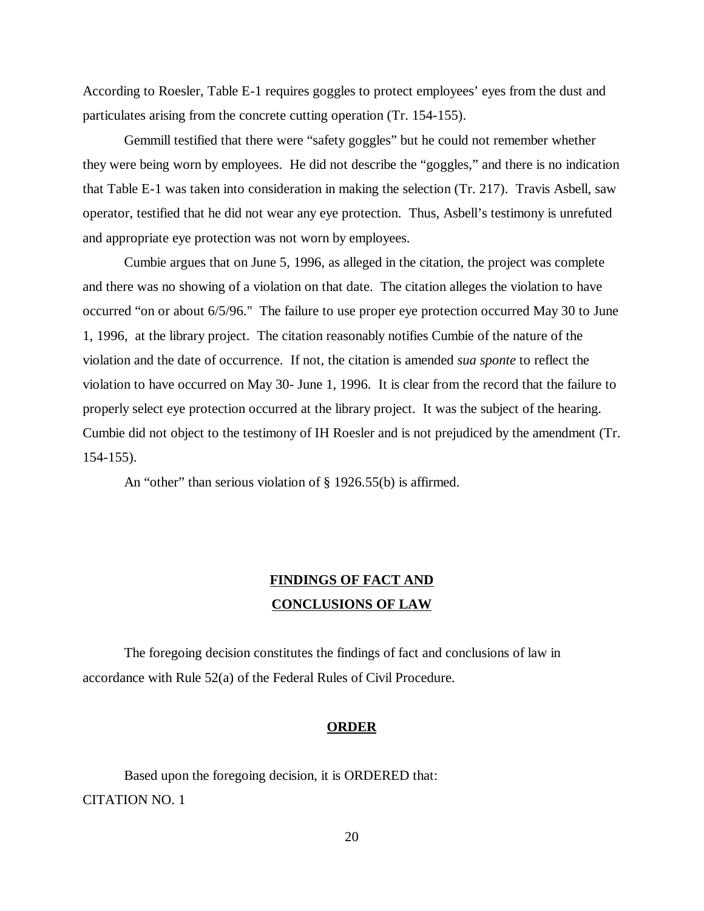According to Roesler, Table E-1 requires goggles to protect employees' eyes from the dust and particulates arising from the concrete cutting operation (Tr. 154-155).

Gemmill testified that there were "safety goggles" but he could not remember whether they were being worn by employees. He did not describe the "goggles," and there is no indication that Table E-1 was taken into consideration in making the selection (Tr. 217). Travis Asbell, saw operator, testified that he did not wear any eye protection. Thus, Asbell's testimony is unrefuted and appropriate eye protection was not worn by employees.

Cumbie argues that on June 5, 1996, as alleged in the citation, the project was complete and there was no showing of a violation on that date. The citation alleges the violation to have occurred "on or about 6/5/96." The failure to use proper eye protection occurred May 30 to June 1, 1996, at the library project. The citation reasonably notifies Cumbie of the nature of the violation and the date of occurrence. If not, the citation is amended *sua sponte* to reflect the violation to have occurred on May 30- June 1, 1996. It is clear from the record that the failure to properly select eye protection occurred at the library project. It was the subject of the hearing. Cumbie did not object to the testimony of IH Roesler and is not prejudiced by the amendment (Tr. 154-155).

An "other" than serious violation of § 1926.55(b) is affirmed.

## FINDINGS OF FACT AND CONCLUSIONS OF LAW

The foregoing decision constitutes the findings of fact and conclusions of law in accordance with Rule 52(a) of the Federal Rules of Civil Procedure.

## ORDER

Based upon the foregoing decision, it is ORDERED that:

CITATION NO. 1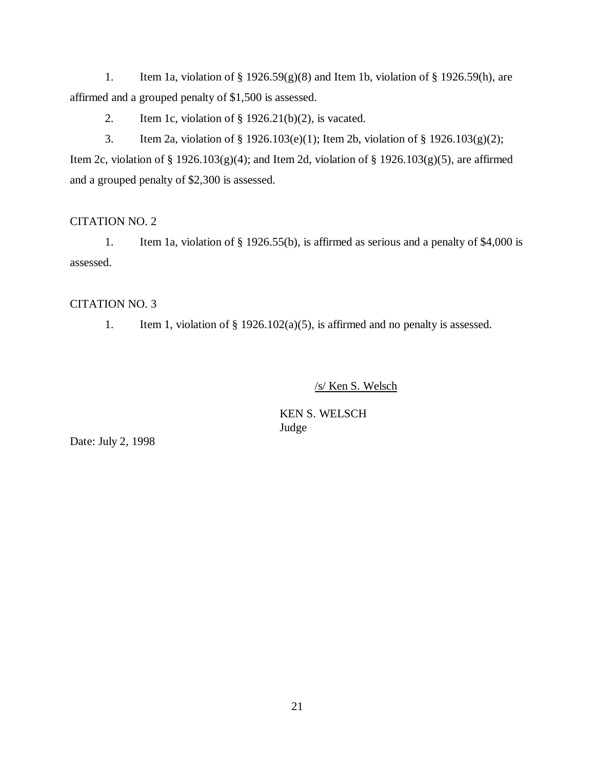1. Item 1a, violation of § 1926.59(g)(8) and Item 1b, violation of § 1926.59(h), are affirmed and a grouped penalty of $1,500 is assessed.

2. Item 1c, violation of § 1926.21(b)(2), is vacated.

3. Item 2a, violation of § 1926.103(e)(1); Item 2b, violation of § 1926.103(g)(2); Item 2c, violation of § 1926.103(g)(4); and Item 2d, violation of § 1926.103(g)(5), are affirmed and a grouped penalty of $2,300 is assessed.

CITATION NO. 2

1. Item 1a, violation of § 1926.55(b), is affirmed as serious and a penalty of $4,000 is assessed.

CITATION NO. 3

1. Item 1, violation of § 1926.102(a)(5), is affirmed and no penalty is assessed.

/s/ Ken S. Welsch

KEN S. WELSCH
Judge

Date: July 2, 1998